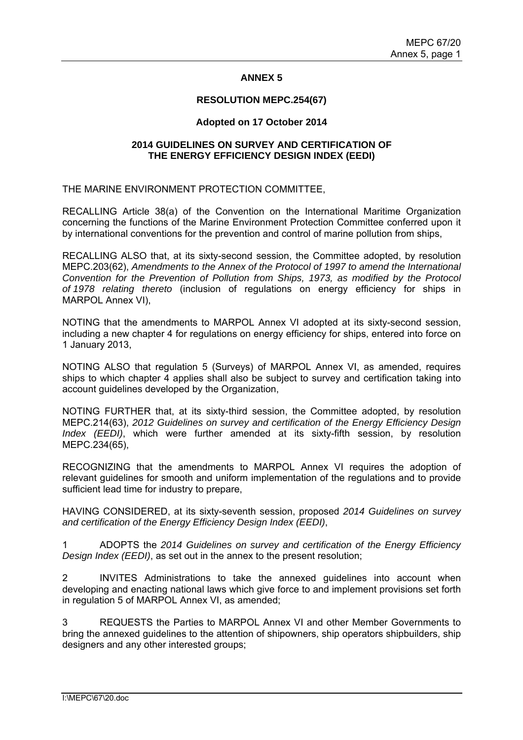# ANNEX 5

## RESOLUTION MEPC.254(67)

### Adopted on 17 October 2014

### 2014 GUIDELINES ON SURVEY AND CERTIFICATION OF THE ENERGY EFFICIENCY DESIGN INDEX (EEDI)

THE MARINE ENVIRONMENT PROTECTION COMMITTEE,

RECALLING Article 38(a) of the Convention on the International Maritime Organization concerning the functions of the Marine Environment Protection Committee conferred upon it by international conventions for the prevention and control of marine pollution from ships,

RECALLING ALSO that, at its sixty-second session, the Committee adopted, by resolution MEPC.203(62), *Amendments to the Annex of the Protocol of 1997 to amend the International Convention for the Prevention of Pollution from Ships, 1973, as modified by the Protocol of 1978 relating thereto* (inclusion of regulations on energy efficiency for ships in MARPOL Annex VI),

NOTING that the amendments to MARPOL Annex VI adopted at its sixty-second session, including a new chapter 4 for regulations on energy efficiency for ships, entered into force on 1 January 2013,

NOTING ALSO that regulation 5 (Surveys) of MARPOL Annex VI, as amended, requires ships to which chapter 4 applies shall also be subject to survey and certification taking into account guidelines developed by the Organization,

NOTING FURTHER that, at its sixty-third session, the Committee adopted, by resolution MEPC.214(63), *2012 Guidelines on survey and certification of the Energy Efficiency Design Index (EEDI)*, which were further amended at its sixty-fifth session, by resolution MEPC.234(65),

RECOGNIZING that the amendments to MARPOL Annex VI requires the adoption of relevant guidelines for smooth and uniform implementation of the regulations and to provide sufficient lead time for industry to prepare,

HAVING CONSIDERED, at its sixty-seventh session, proposed *2014 Guidelines on survey and certification of the Energy Efficiency Design Index (EEDI)*,

1 ADOPTS the *2014 Guidelines on survey and certification of the Energy Efficiency Design Index (EEDI)*, as set out in the annex to the present resolution;

2 INVITES Administrations to take the annexed guidelines into account when developing and enacting national laws which give force to and implement provisions set forth in regulation 5 of MARPOL Annex VI, as amended;

3 REQUESTS the Parties to MARPOL Annex VI and other Member Governments to bring the annexed guidelines to the attention of shipowners, ship operators shipbuilders, ship designers and any other interested groups;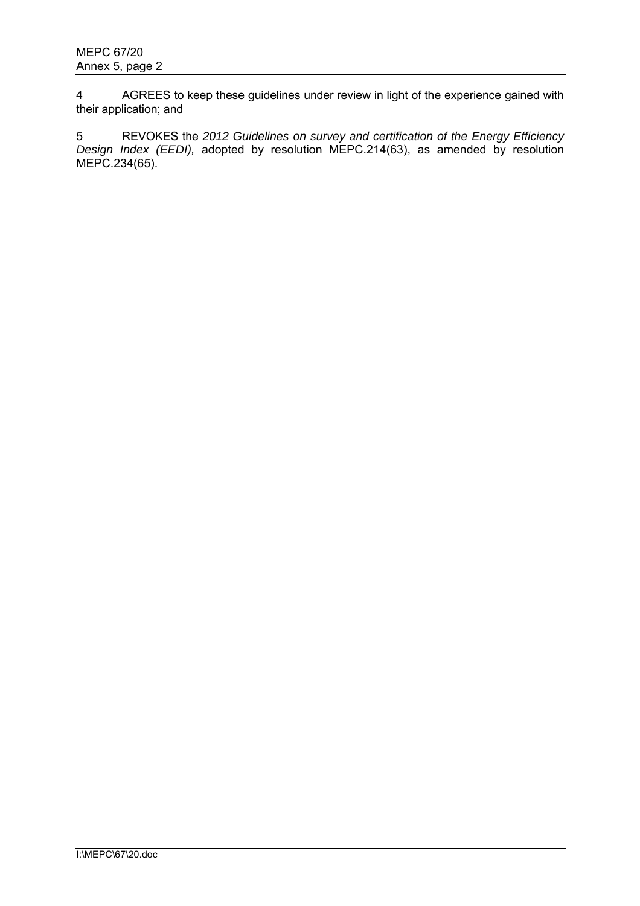4 AGREES to keep these guidelines under review in light of the experience gained with their application; and

5 REVOKES the *2012 Guidelines on survey and certification of the Energy Efficiency Design Index (EEDI),* adopted by resolution MEPC.214(63), as amended by resolution MEPC.234(65).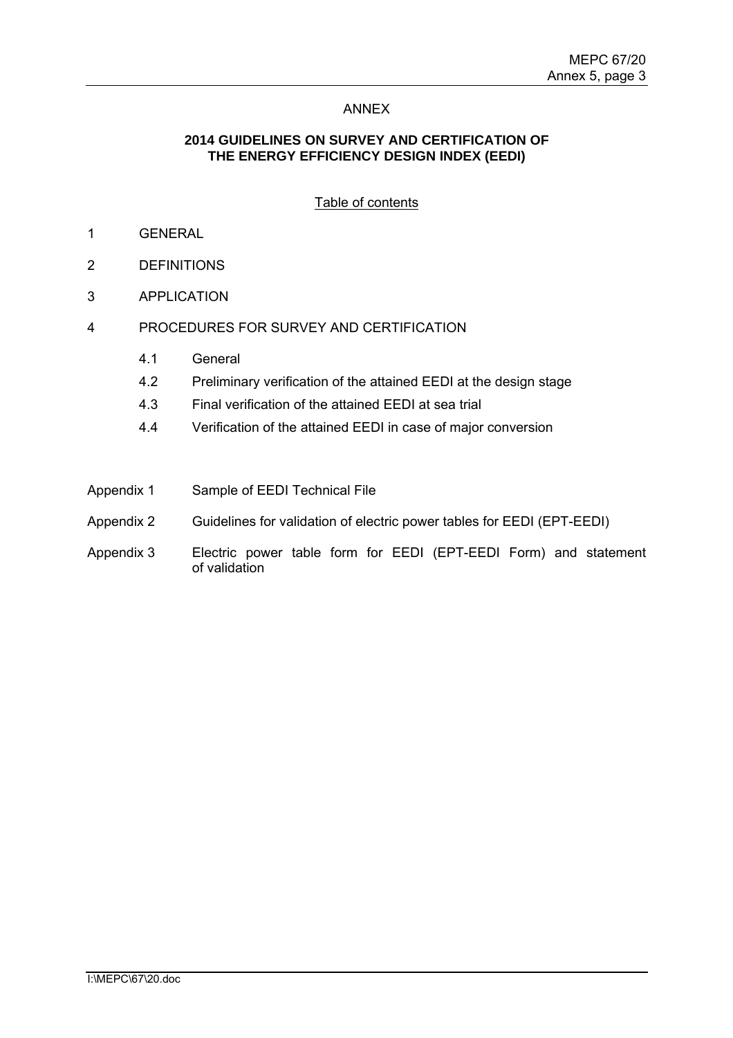ANNEX

## 2014 GUIDELINES ON SURVEY AND CERTIFICATION OF THE ENERGY EFFICIENCY DESIGN INDEX (EEDI)

Table of contents

1 GENERAL

2 DEFINITIONS

3 APPLICATION

4 PROCEDURES FOR SURVEY AND CERTIFICATION

- 4.1 General
- 4.2 Preliminary verification of the attained EEDI at the design stage
- 4.3 Final verification of the attained EEDI at sea trial
- 4.4 Verification of the attained EEDI in case of major conversion

Appendix 1 Sample of EEDI Technical File

Appendix 2 Guidelines for validation of electric power tables for EEDI (EPT-EEDI)

Appendix 3 Electric power table form for EEDI (EPT-EEDI Form) and statement of validation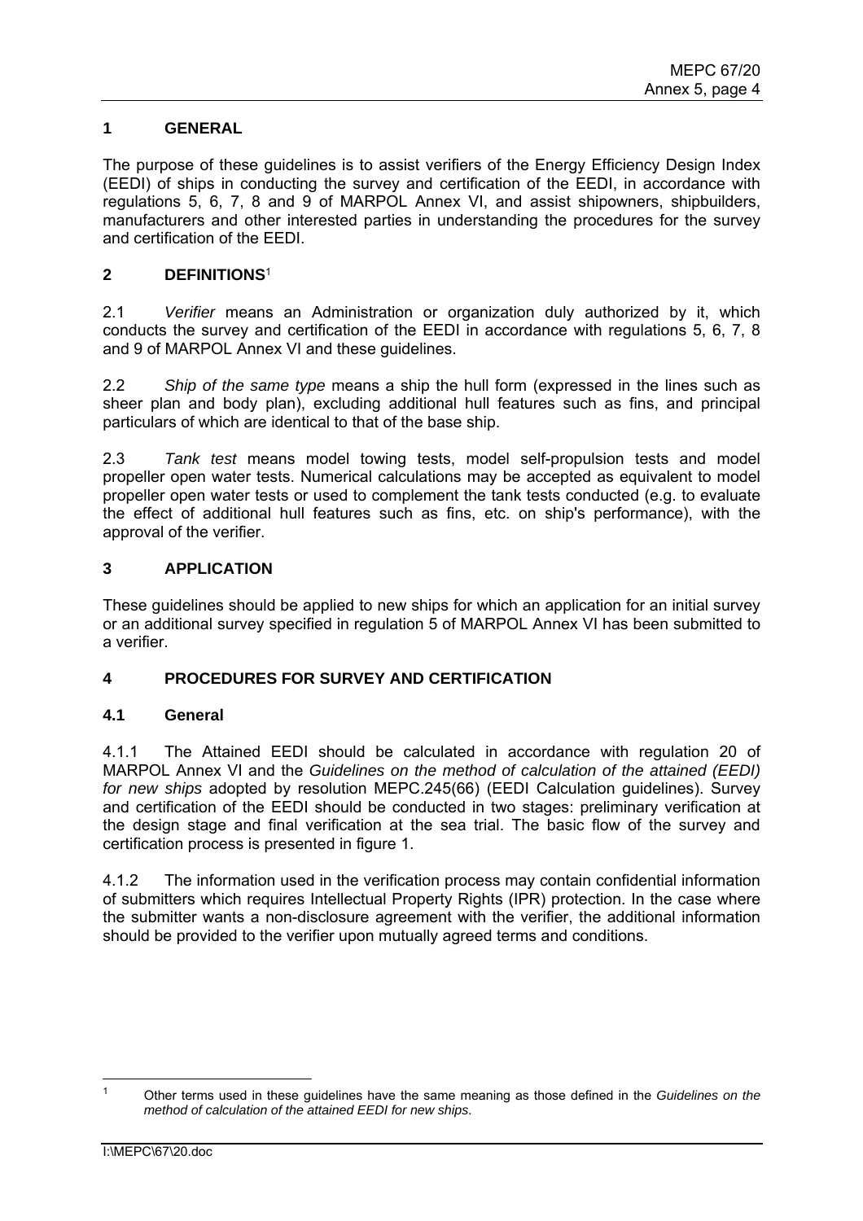## 1 GENERAL

The purpose of these guidelines is to assist verifiers of the Energy Efficiency Design Index (EEDI) of ships in conducting the survey and certification of the EEDI, in accordance with regulations 5, 6, 7, 8 and 9 of MARPOL Annex VI, and assist shipowners, shipbuilders, manufacturers and other interested parties in understanding the procedures for the survey and certification of the EEDI.

## 2 DEFINITIONS[1]

2.1 *Verifier* means an Administration or organization duly authorized by it, which conducts the survey and certification of the EEDI in accordance with regulations 5, 6, 7, 8 and 9 of MARPOL Annex VI and these guidelines.

2.2 *Ship of the same type* means a ship the hull form (expressed in the lines such as sheer plan and body plan), excluding additional hull features such as fins, and principal particulars of which are identical to that of the base ship.

2.3 *Tank test* means model towing tests, model self-propulsion tests and model propeller open water tests. Numerical calculations may be accepted as equivalent to model propeller open water tests or used to complement the tank tests conducted (e.g. to evaluate the effect of additional hull features such as fins, etc. on ship's performance), with the approval of the verifier.

## 3 APPLICATION

These guidelines should be applied to new ships for which an application for an initial survey or an additional survey specified in regulation 5 of MARPOL Annex VI has been submitted to a verifier.

## 4 PROCEDURES FOR SURVEY AND CERTIFICATION

### 4.1 General

4.1.1 The Attained EEDI should be calculated in accordance with regulation 20 of MARPOL Annex VI and the *Guidelines on the method of calculation of the attained (EEDI) for new ships* adopted by resolution MEPC.245(66) (EEDI Calculation guidelines). Survey and certification of the EEDI should be conducted in two stages: preliminary verification at the design stage and final verification at the sea trial. The basic flow of the survey and certification process is presented in figure 1.

4.1.2 The information used in the verification process may contain confidential information of submitters which requires Intellectual Property Rights (IPR) protection. In the case where the submitter wants a non-disclosure agreement with the verifier, the additional information should be provided to the verifier upon mutually agreed terms and conditions.

---

[1] Other terms used in these guidelines have the same meaning as those defined in the *Guidelines on the method of calculation of the attained EEDI for new ships*.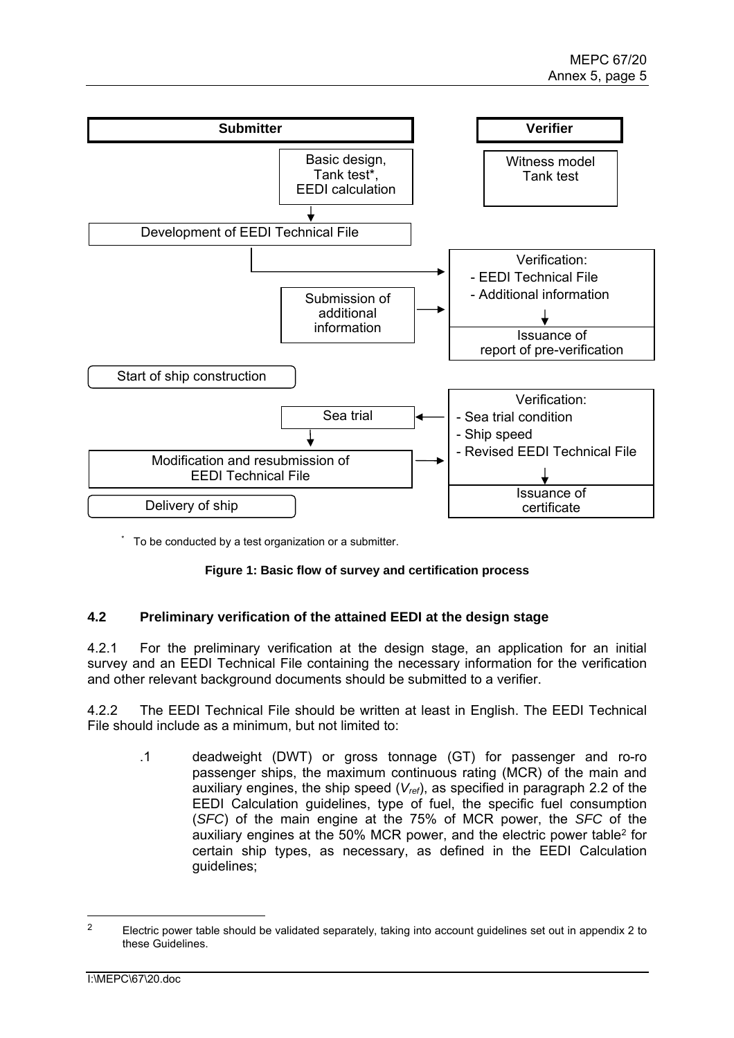| Submitter | | Verifier |
|---|---|---|
| | Basic design, Tank test*, EEDI calculation | Witness model Tank test |
| Development of EEDI Technical File | | |
| | | Verification: - EEDI Technical File - Additional information |
| | Submission of additional information | Issuance of report of pre-verification |
| Start of ship construction | | |
| | Sea trial | Verification: - Sea trial condition - Ship speed - Revised EEDI Technical File |
| Modification and resubmission of EEDI Technical File | | Issuance of certificate |
| Delivery of ship | | |

\* To be conducted by a test organization or a submitter.

**Figure 1: Basic flow of survey and certification process**

### 4.2 Preliminary verification of the attained EEDI at the design stage

4.2.1 For the preliminary verification at the design stage, an application for an initial survey and an EEDI Technical File containing the necessary information for the verification and other relevant background documents should be submitted to a verifier.

4.2.2 The EEDI Technical File should be written at least in English. The EEDI Technical File should include as a minimum, but not limited to:

> .1 deadweight (DWT) or gross tonnage (GT) for passenger and ro-ro passenger ships, the maximum continuous rating (MCR) of the main and auxiliary engines, the ship speed ($V_{ref}$), as specified in paragraph 2.2 of the EEDI Calculation guidelines, type of fuel, the specific fuel consumption (*SFC*) of the main engine at the 75% of MCR power, the *SFC* of the auxiliary engines at the 50% MCR power, and the electric power table[2] for certain ship types, as necessary, as defined in the EEDI Calculation guidelines;

[2] Electric power table should be validated separately, taking into account guidelines set out in appendix 2 to these Guidelines.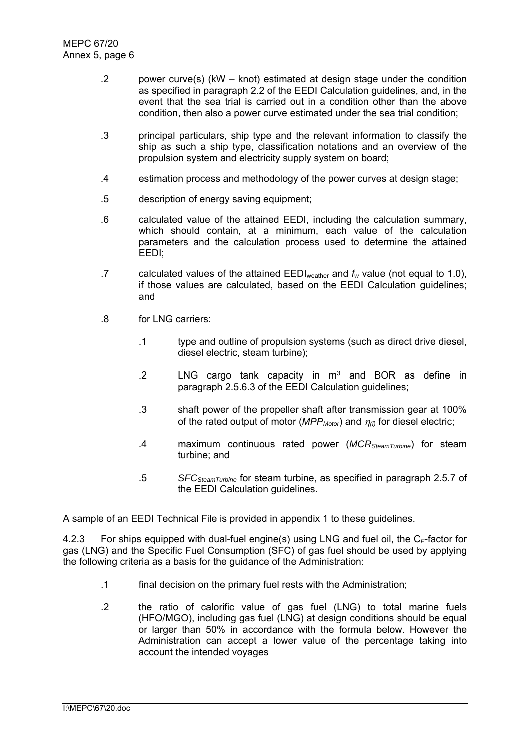.2 power curve(s) (kW – knot) estimated at design stage under the condition as specified in paragraph 2.2 of the EEDI Calculation guidelines, and, in the event that the sea trial is carried out in a condition other than the above condition, then also a power curve estimated under the sea trial condition;

.3 principal particulars, ship type and the relevant information to classify the ship as such a ship type, classification notations and an overview of the propulsion system and electricity supply system on board;

.4 estimation process and methodology of the power curves at design stage;

.5 description of energy saving equipment;

.6 calculated value of the attained EEDI, including the calculation summary, which should contain, at a minimum, each value of the calculation parameters and the calculation process used to determine the attained EEDI;

.7 calculated values of the attained $EEDI_{weather}$ and $f_w$ value (not equal to 1.0), if those values are calculated, based on the EEDI Calculation guidelines; and

.8 for LNG carriers:

> .1 type and outline of propulsion systems (such as direct drive diesel, diesel electric, steam turbine);
>
> .2 LNG cargo tank capacity in $m^3$ and BOR as define in paragraph 2.5.6.3 of the EEDI Calculation guidelines;
>
> .3 shaft power of the propeller shaft after transmission gear at 100% of the rated output of motor ($MPP_{Motor}$) and $\eta_{(i)}$ for diesel electric;
>
> .4 maximum continuous rated power ($MCR_{SteamTurbine}$) for steam turbine; and
>
> .5 $SFC_{SteamTurbine}$ for steam turbine, as specified in paragraph 2.5.7 of the EEDI Calculation guidelines.

A sample of an EEDI Technical File is provided in appendix 1 to these guidelines.

4.2.3 For ships equipped with dual-fuel engine(s) using LNG and fuel oil, the $C_F$-factor for gas (LNG) and the Specific Fuel Consumption (SFC) of gas fuel should be used by applying the following criteria as a basis for the guidance of the Administration:

.1 final decision on the primary fuel rests with the Administration;

.2 the ratio of calorific value of gas fuel (LNG) to total marine fuels (HFO/MGO), including gas fuel (LNG) at design conditions should be equal or larger than 50% in accordance with the formula below. However the Administration can accept a lower value of the percentage taking into account the intended voyages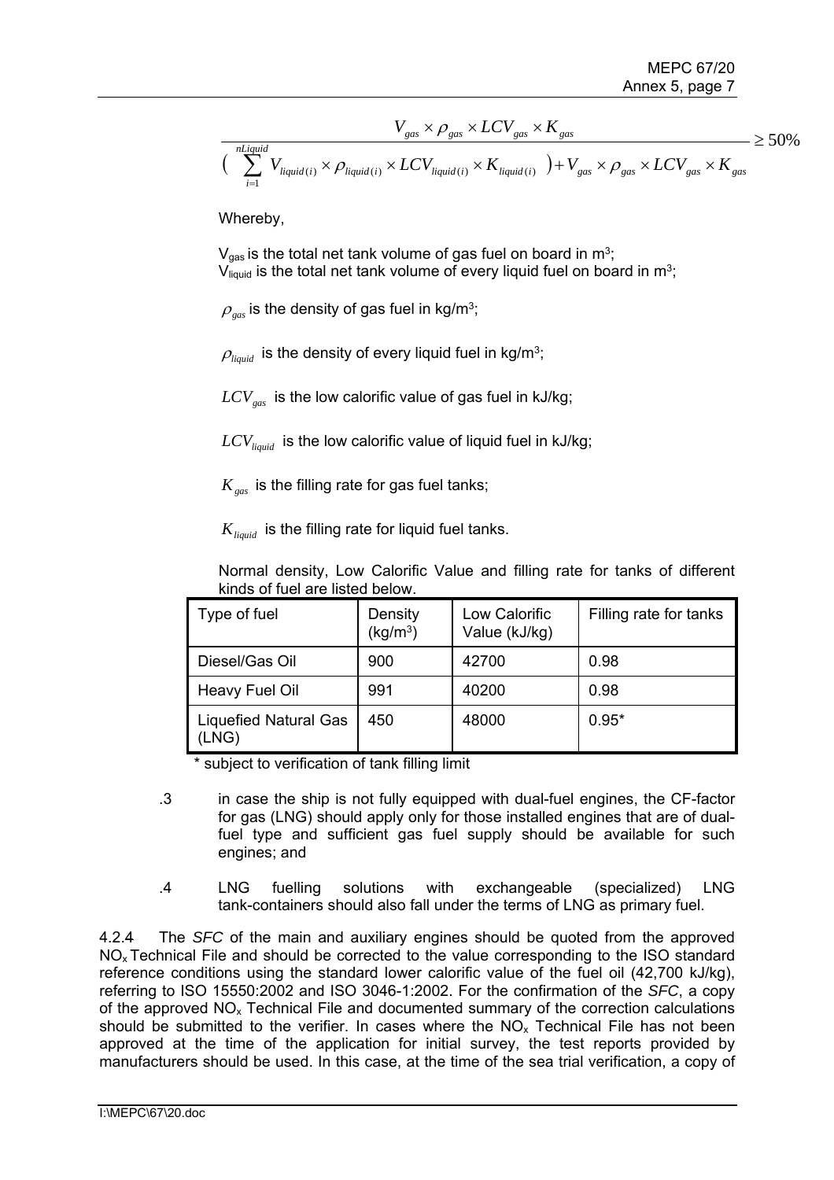$$\frac{V_{gas} \times \rho_{gas} \times LCV_{gas} \times K_{gas}}{\left( \sum_{i=1}^{nLiquid} V_{liquid(i)} \times \rho_{liquid(i)} \times LCV_{liquid(i)} \times K_{liquid(i)} \right) + V_{gas} \times \rho_{gas} \times LCV_{gas} \times K_{gas}} \geq 50\%$$

Whereby,

$V_{gas}$ is the total net tank volume of gas fuel on board in $m^3$;
$V_{liquid}$ is the total net tank volume of every liquid fuel on board in $m^3$;

$\rho_{gas}$ is the density of gas fuel in $kg/m^3$;

$\rho_{liquid}$ is the density of every liquid fuel in $kg/m^3$;

$LCV_{gas}$ is the low calorific value of gas fuel in kJ/kg;

$LCV_{liquid}$ is the low calorific value of liquid fuel in kJ/kg;

$K_{gas}$ is the filling rate for gas fuel tanks;

$K_{liquid}$ is the filling rate for liquid fuel tanks.

Normal density, Low Calorific Value and filling rate for tanks of different kinds of fuel are listed below.

| Type of fuel | Density ($kg/m^3$) | Low Calorific Value (kJ/kg) | Filling rate for tanks |
|---|---|---|---|
| Diesel/Gas Oil | 900 | 42700 | 0.98 |
| Heavy Fuel Oil | 991 | 40200 | 0.98 |
| Liquefied Natural Gas (LNG) | 450 | 48000 | 0.95* |

\* subject to verification of tank filling limit

.3 in case the ship is not fully equipped with dual-fuel engines, the CF-factor for gas (LNG) should apply only for those installed engines that are of dual-fuel type and sufficient gas fuel supply should be available for such engines; and

.4 LNG fuelling solutions with exchangeable (specialized) LNG tank-containers should also fall under the terms of LNG as primary fuel.

4.2.4 The *SFC* of the main and auxiliary engines should be quoted from the approved $NO_x$ Technical File and should be corrected to the value corresponding to the ISO standard reference conditions using the standard lower calorific value of the fuel oil (42,700 kJ/kg), referring to ISO 15550:2002 and ISO 3046-1:2002. For the confirmation of the *SFC*, a copy of the approved $NO_x$ Technical File and documented summary of the correction calculations should be submitted to the verifier. In cases where the $NO_x$ Technical File has not been approved at the time of the application for initial survey, the test reports provided by manufacturers should be used. In this case, at the time of the sea trial verification, a copy of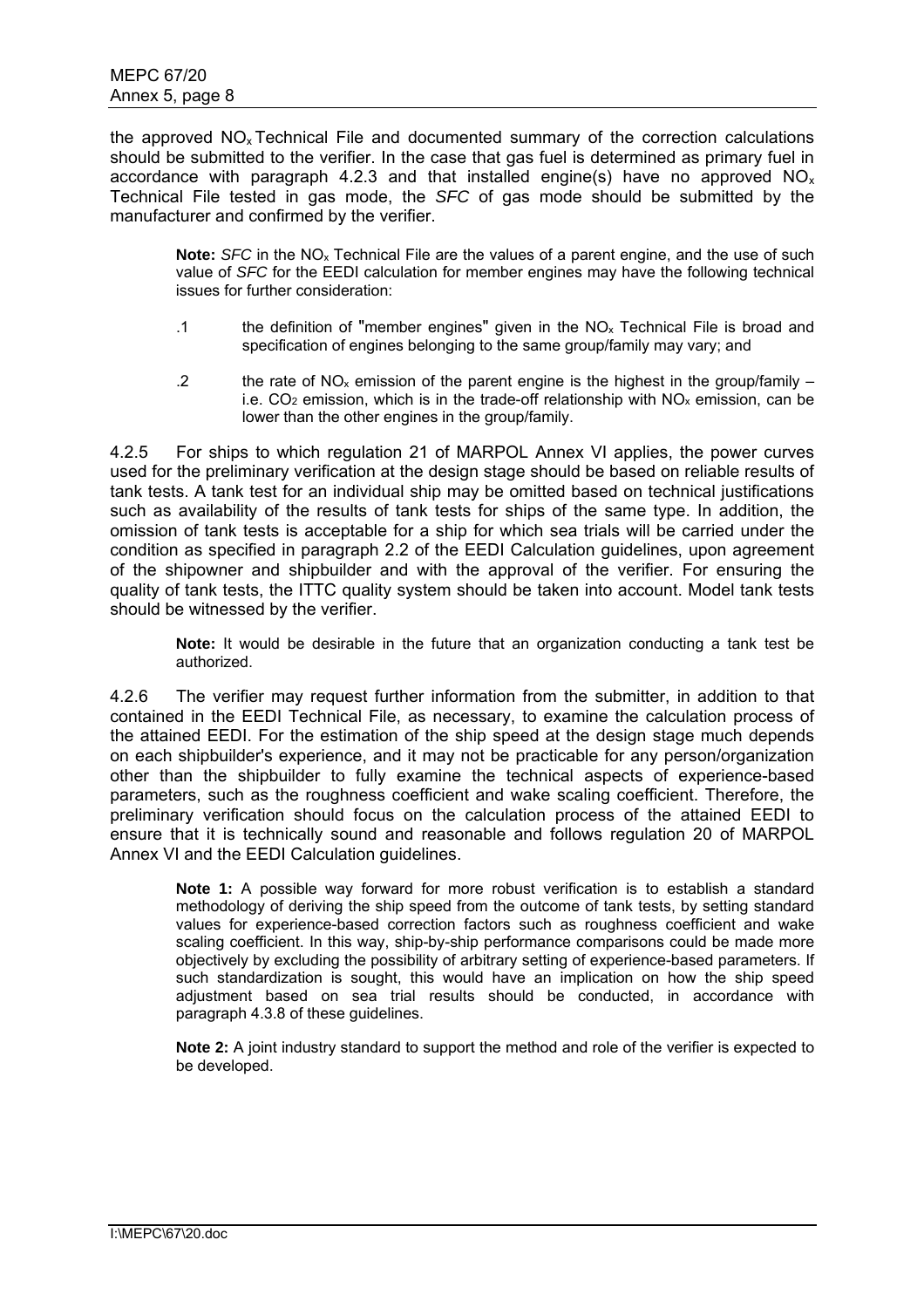the approved $NO_x$ Technical File and documented summary of the correction calculations should be submitted to the verifier. In the case that gas fuel is determined as primary fuel in accordance with paragraph 4.2.3 and that installed engine(s) have no approved $NO_x$ Technical File tested in gas mode, the *SFC* of gas mode should be submitted by the manufacturer and confirmed by the verifier.

> **Note:** *SFC* in the $NO_x$ Technical File are the values of a parent engine, and the use of such value of *SFC* for the EEDI calculation for member engines may have the following technical issues for further consideration:
>
> .1 the definition of "member engines" given in the $NO_x$ Technical File is broad and specification of engines belonging to the same group/family may vary; and
>
> .2 the rate of $NO_x$ emission of the parent engine is the highest in the group/family – i.e. $CO_2$ emission, which is in the trade-off relationship with $NO_x$ emission, can be lower than the other engines in the group/family.

4.2.5 For ships to which regulation 21 of MARPOL Annex VI applies, the power curves used for the preliminary verification at the design stage should be based on reliable results of tank tests. A tank test for an individual ship may be omitted based on technical justifications such as availability of the results of tank tests for ships of the same type. In addition, the omission of tank tests is acceptable for a ship for which sea trials will be carried under the condition as specified in paragraph 2.2 of the EEDI Calculation guidelines, upon agreement of the shipowner and shipbuilder and with the approval of the verifier. For ensuring the quality of tank tests, the ITTC quality system should be taken into account. Model tank tests should be witnessed by the verifier.

> **Note:** It would be desirable in the future that an organization conducting a tank test be authorized.

4.2.6 The verifier may request further information from the submitter, in addition to that contained in the EEDI Technical File, as necessary, to examine the calculation process of the attained EEDI. For the estimation of the ship speed at the design stage much depends on each shipbuilder's experience, and it may not be practicable for any person/organization other than the shipbuilder to fully examine the technical aspects of experience-based parameters, such as the roughness coefficient and wake scaling coefficient. Therefore, the preliminary verification should focus on the calculation process of the attained EEDI to ensure that it is technically sound and reasonable and follows regulation 20 of MARPOL Annex VI and the EEDI Calculation guidelines.

> **Note 1:** A possible way forward for more robust verification is to establish a standard methodology of deriving the ship speed from the outcome of tank tests, by setting standard values for experience-based correction factors such as roughness coefficient and wake scaling coefficient. In this way, ship-by-ship performance comparisons could be made more objectively by excluding the possibility of arbitrary setting of experience-based parameters. If such standardization is sought, this would have an implication on how the ship speed adjustment based on sea trial results should be conducted, in accordance with paragraph 4.3.8 of these guidelines.
>
> **Note 2:** A joint industry standard to support the method and role of the verifier is expected to be developed.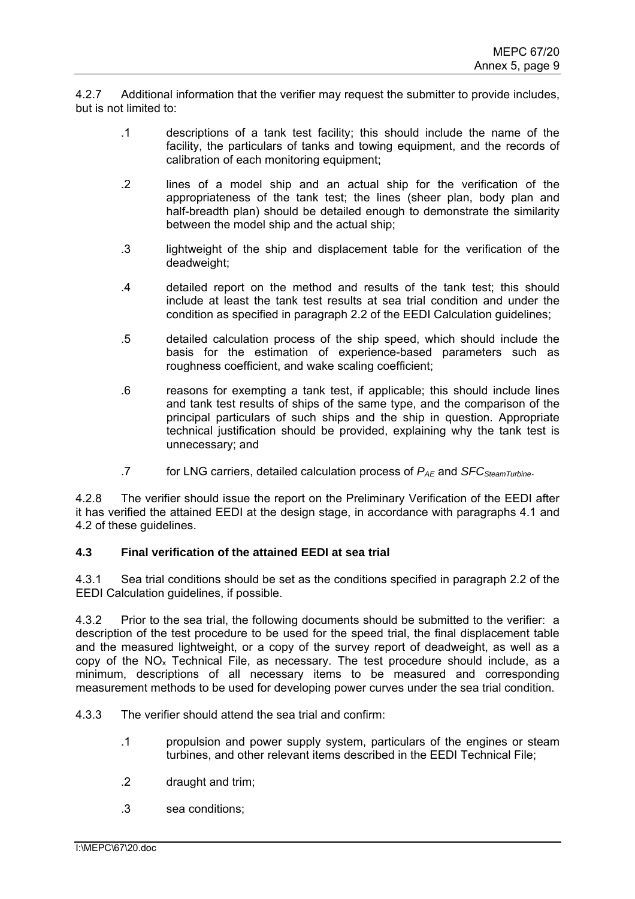4.2.7 Additional information that the verifier may request the submitter to provide includes, but is not limited to:

.1 descriptions of a tank test facility; this should include the name of the facility, the particulars of tanks and towing equipment, and the records of calibration of each monitoring equipment;

.2 lines of a model ship and an actual ship for the verification of the appropriateness of the tank test; the lines (sheer plan, body plan and half-breadth plan) should be detailed enough to demonstrate the similarity between the model ship and the actual ship;

.3 lightweight of the ship and displacement table for the verification of the deadweight;

.4 detailed report on the method and results of the tank test; this should include at least the tank test results at sea trial condition and under the condition as specified in paragraph 2.2 of the EEDI Calculation guidelines;

.5 detailed calculation process of the ship speed, which should include the basis for the estimation of experience-based parameters such as roughness coefficient, and wake scaling coefficient;

.6 reasons for exempting a tank test, if applicable; this should include lines and tank test results of ships of the same type, and the comparison of the principal particulars of such ships and the ship in question. Appropriate technical justification should be provided, explaining why the tank test is unnecessary; and

.7 for LNG carriers, detailed calculation process of $P_{AE}$ and $SFC_{SteamTurbine}$.

4.2.8 The verifier should issue the report on the Preliminary Verification of the EEDI after it has verified the attained EEDI at the design stage, in accordance with paragraphs 4.1 and 4.2 of these guidelines.

**4.3 Final verification of the attained EEDI at sea trial**

4.3.1 Sea trial conditions should be set as the conditions specified in paragraph 2.2 of the EEDI Calculation guidelines, if possible.

4.3.2 Prior to the sea trial, the following documents should be submitted to the verifier: a description of the test procedure to be used for the speed trial, the final displacement table and the measured lightweight, or a copy of the survey report of deadweight, as well as a copy of the $NO_x$ Technical File, as necessary. The test procedure should include, as a minimum, descriptions of all necessary items to be measured and corresponding measurement methods to be used for developing power curves under the sea trial condition.

4.3.3 The verifier should attend the sea trial and confirm:

.1 propulsion and power supply system, particulars of the engines or steam turbines, and other relevant items described in the EEDI Technical File;

.2 draught and trim;

.3 sea conditions;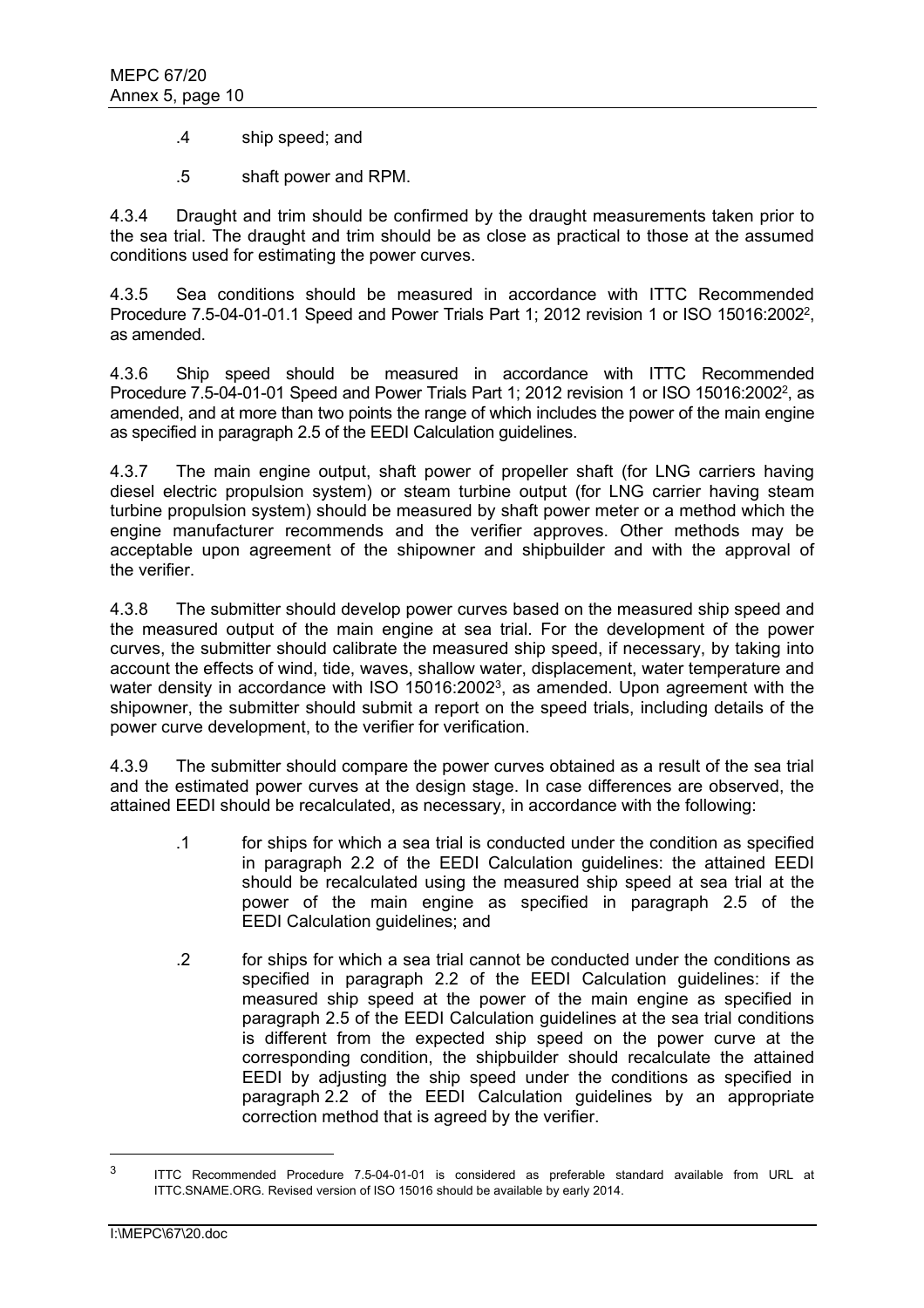.4 ship speed; and

.5 shaft power and RPM.

4.3.4 Draught and trim should be confirmed by the draught measurements taken prior to the sea trial. The draught and trim should be as close as practical to those at the assumed conditions used for estimating the power curves.

4.3.5 Sea conditions should be measured in accordance with ITTC Recommended Procedure 7.5-04-01-01.1 Speed and Power Trials Part 1; 2012 revision 1 or ISO 15016:2002[2], as amended.

4.3.6 Ship speed should be measured in accordance with ITTC Recommended Procedure 7.5-04-01-01 Speed and Power Trials Part 1; 2012 revision 1 or ISO 15016:2002[2], as amended, and at more than two points the range of which includes the power of the main engine as specified in paragraph 2.5 of the EEDI Calculation guidelines.

4.3.7 The main engine output, shaft power of propeller shaft (for LNG carriers having diesel electric propulsion system) or steam turbine output (for LNG carrier having steam turbine propulsion system) should be measured by shaft power meter or a method which the engine manufacturer recommends and the verifier approves. Other methods may be acceptable upon agreement of the shipowner and shipbuilder and with the approval of the verifier.

4.3.8 The submitter should develop power curves based on the measured ship speed and the measured output of the main engine at sea trial. For the development of the power curves, the submitter should calibrate the measured ship speed, if necessary, by taking into account the effects of wind, tide, waves, shallow water, displacement, water temperature and water density in accordance with ISO 15016:2002[3], as amended. Upon agreement with the shipowner, the submitter should submit a report on the speed trials, including details of the power curve development, to the verifier for verification.

4.3.9 The submitter should compare the power curves obtained as a result of the sea trial and the estimated power curves at the design stage. In case differences are observed, the attained EEDI should be recalculated, as necessary, in accordance with the following:

.1 for ships for which a sea trial is conducted under the condition as specified in paragraph 2.2 of the EEDI Calculation guidelines: the attained EEDI should be recalculated using the measured ship speed at sea trial at the power of the main engine as specified in paragraph 2.5 of the EEDI Calculation guidelines; and

.2 for ships for which a sea trial cannot be conducted under the conditions as specified in paragraph 2.2 of the EEDI Calculation guidelines: if the measured ship speed at the power of the main engine as specified in paragraph 2.5 of the EEDI Calculation guidelines at the sea trial conditions is different from the expected ship speed on the power curve at the corresponding condition, the shipbuilder should recalculate the attained EEDI by adjusting the ship speed under the conditions as specified in paragraph 2.2 of the EEDI Calculation guidelines by an appropriate correction method that is agreed by the verifier.

---

[3] ITTC Recommended Procedure 7.5-04-01-01 is considered as preferable standard available from URL at ITTC.SNAME.ORG. Revised version of ISO 15016 should be available by early 2014.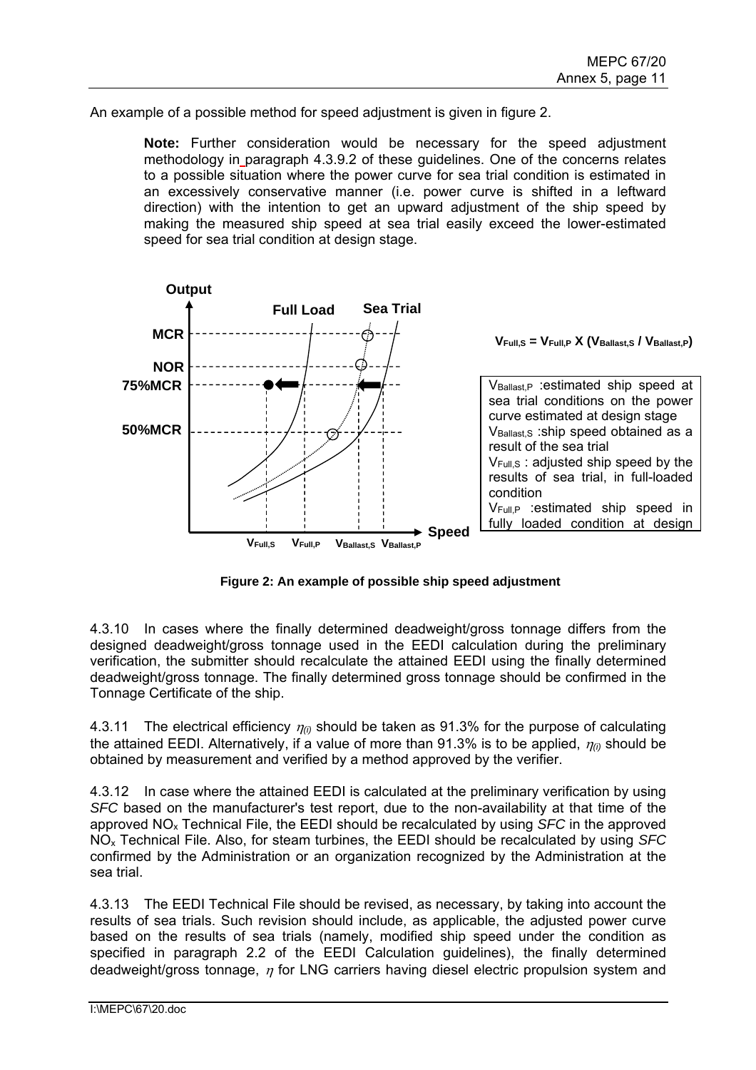An example of a possible method for speed adjustment is given in figure 2.

> **Note:** Further consideration would be necessary for the speed adjustment methodology in paragraph 4.3.9.2 of these guidelines. One of the concerns relates to a possible situation where the power curve for sea trial condition is estimated in an excessively conservative manner (i.e. power curve is shifted in a leftward direction) with the intention to get an upward adjustment of the ship speed by making the measured ship speed at sea trial easily exceed the lower-estimated speed for sea trial condition at design stage.

$$V_{Full,S} = V_{Full,P} \times (V_{Ballast,S} / V_{Ballast,P})$$

$V_{Ballast,P}$ :estimated ship speed at sea trial conditions on the power curve estimated at design stage
$V_{Ballast,S}$ :ship speed obtained as a result of the sea trial
$V_{Full,S}$ : adjusted ship speed by the results of sea trial, in full-loaded condition
$V_{Full,P}$ :estimated ship speed in fully loaded condition at design

**Figure 2: An example of possible ship speed adjustment**

4.3.10 In cases where the finally determined deadweight/gross tonnage differs from the designed deadweight/gross tonnage used in the EEDI calculation during the preliminary verification, the submitter should recalculate the attained EEDI using the finally determined deadweight/gross tonnage. The finally determined gross tonnage should be confirmed in the Tonnage Certificate of the ship.

4.3.11 The electrical efficiency $\eta_{(i)}$ should be taken as 91.3% for the purpose of calculating the attained EEDI. Alternatively, if a value of more than 91.3% is to be applied, $\eta_{(i)}$ should be obtained by measurement and verified by a method approved by the verifier.

4.3.12 In case where the attained EEDI is calculated at the preliminary verification by using *SFC* based on the manufacturer's test report, due to the non-availability at that time of the approved $NO_x$ Technical File, the EEDI should be recalculated by using *SFC* in the approved $NO_x$ Technical File. Also, for steam turbines, the EEDI should be recalculated by using *SFC* confirmed by the Administration or an organization recognized by the Administration at the sea trial.

4.3.13 The EEDI Technical File should be revised, as necessary, by taking into account the results of sea trials. Such revision should include, as applicable, the adjusted power curve based on the results of sea trials (namely, modified ship speed under the condition as specified in paragraph 2.2 of the EEDI Calculation guidelines), the finally determined deadweight/gross tonnage, $\eta$ for LNG carriers having diesel electric propulsion system and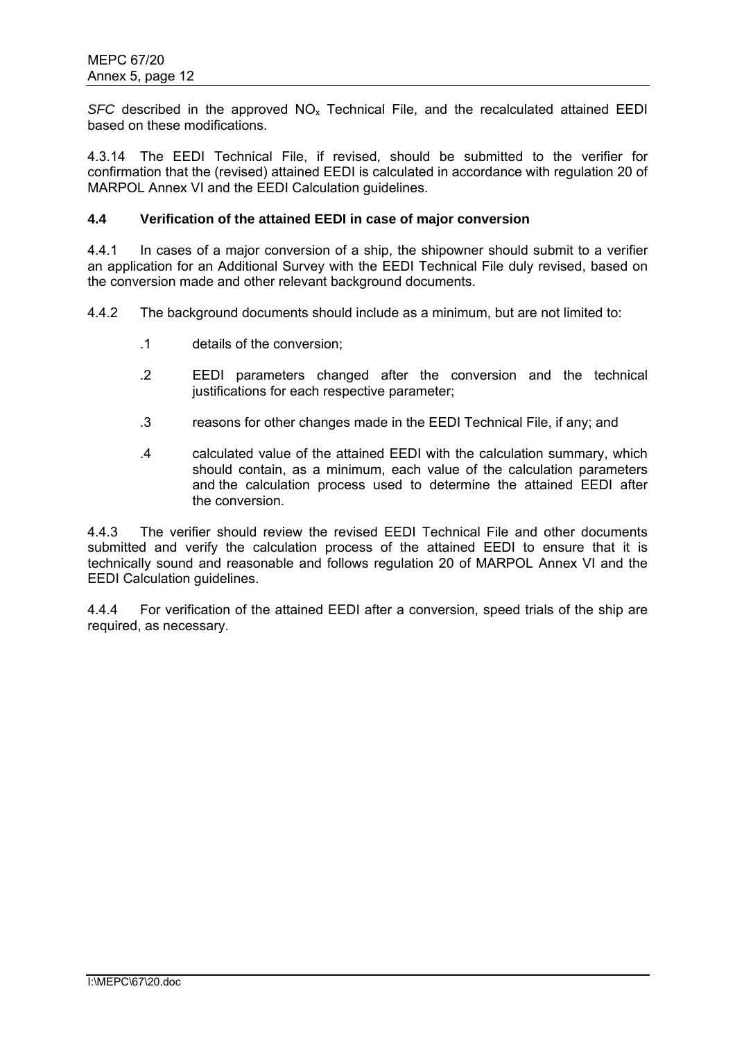*SFC* described in the approved $NO_x$ Technical File, and the recalculated attained EEDI based on these modifications.

4.3.14 The EEDI Technical File, if revised, should be submitted to the verifier for confirmation that the (revised) attained EEDI is calculated in accordance with regulation 20 of MARPOL Annex VI and the EEDI Calculation guidelines.

### 4.4 Verification of the attained EEDI in case of major conversion

4.4.1 In cases of a major conversion of a ship, the shipowner should submit to a verifier an application for an Additional Survey with the EEDI Technical File duly revised, based on the conversion made and other relevant background documents.

4.4.2 The background documents should include as a minimum, but are not limited to:

.1 details of the conversion;

.2 EEDI parameters changed after the conversion and the technical justifications for each respective parameter;

.3 reasons for other changes made in the EEDI Technical File, if any; and

.4 calculated value of the attained EEDI with the calculation summary, which should contain, as a minimum, each value of the calculation parameters and the calculation process used to determine the attained EEDI after the conversion.

4.4.3 The verifier should review the revised EEDI Technical File and other documents submitted and verify the calculation process of the attained EEDI to ensure that it is technically sound and reasonable and follows regulation 20 of MARPOL Annex VI and the EEDI Calculation guidelines.

4.4.4 For verification of the attained EEDI after a conversion, speed trials of the ship are required, as necessary.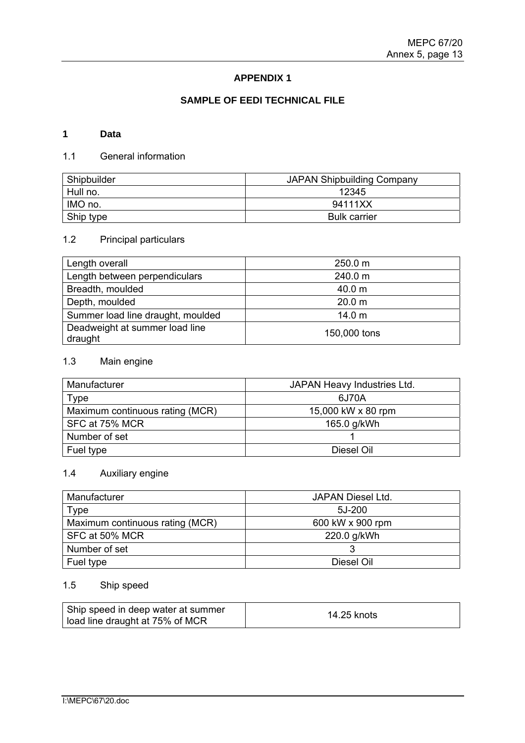## APPENDIX 1

## SAMPLE OF EEDI TECHNICAL FILE

### 1 Data

1.1 General information

| Shipbuilder | JAPAN Shipbuilding Company |
|---|---|
| Hull no. | 12345 |
| IMO no. | 94111XX |
| Ship type | Bulk carrier |

1.2 Principal particulars

| Length overall | 250.0 m |
|---|---|
| Length between perpendiculars | 240.0 m |
| Breadth, moulded | 40.0 m |
| Depth, moulded | 20.0 m |
| Summer load line draught, moulded | 14.0 m |
| Deadweight at summer load line draught | 150,000 tons |

1.3 Main engine

| Manufacturer | JAPAN Heavy Industries Ltd. |
|---|---|
| Type | 6J70A |
| Maximum continuous rating (MCR) | 15,000 kW x 80 rpm |
| SFC at 75% MCR | 165.0 g/kWh |
| Number of set | 1 |
| Fuel type | Diesel Oil |

1.4 Auxiliary engine

| Manufacturer | JAPAN Diesel Ltd. |
|---|---|
| Type | 5J-200 |
| Maximum continuous rating (MCR) | 600 kW x 900 rpm |
| SFC at 50% MCR | 220.0 g/kWh |
| Number of set | 3 |
| Fuel type | Diesel Oil |

1.5 Ship speed

| Ship speed in deep water at summer load line draught at 75% of MCR | 14.25 knots |
|---|---|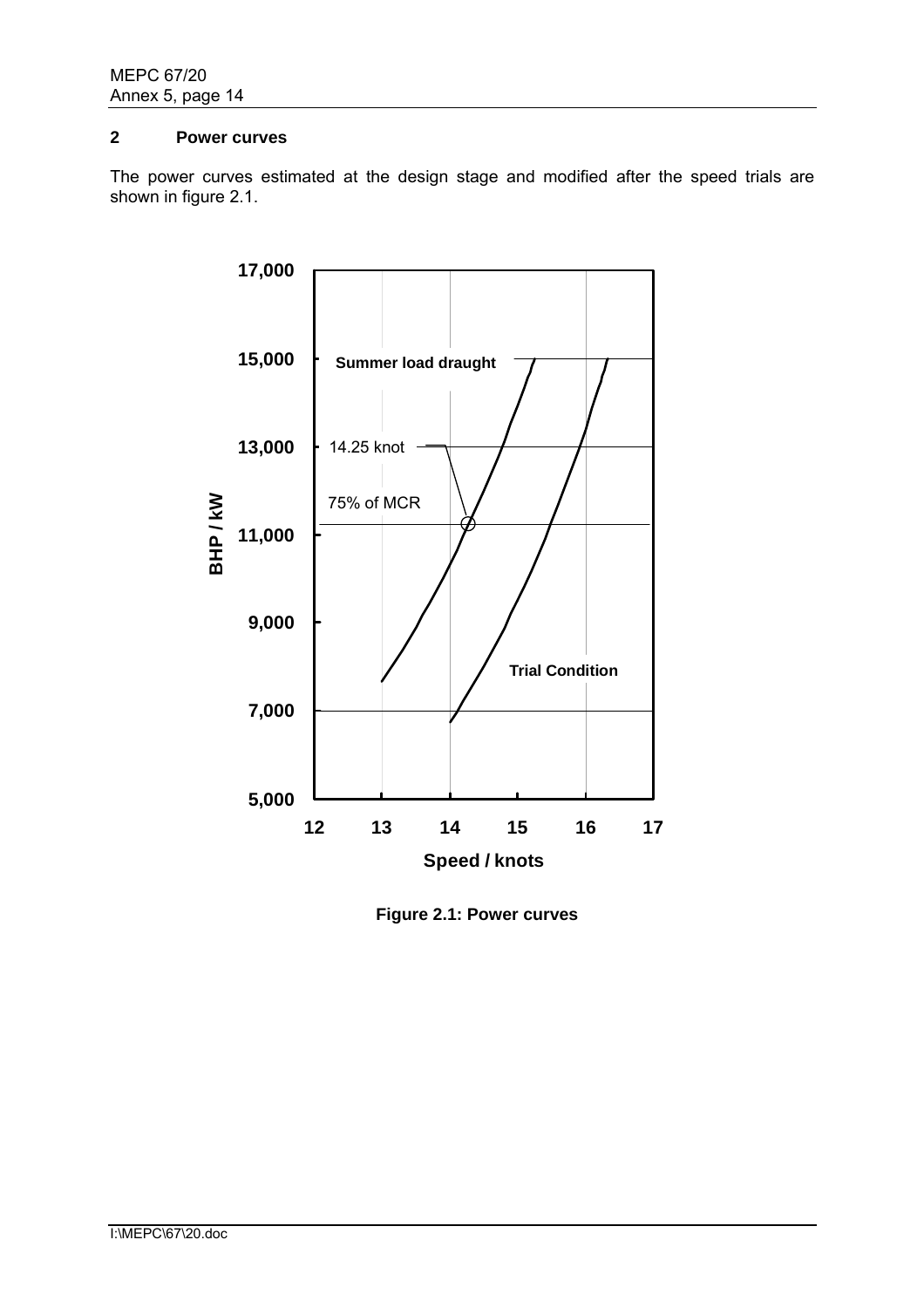## 2 Power curves

The power curves estimated at the design stage and modified after the speed trials are shown in figure 2.1.

**Figure 2.1: Power curves**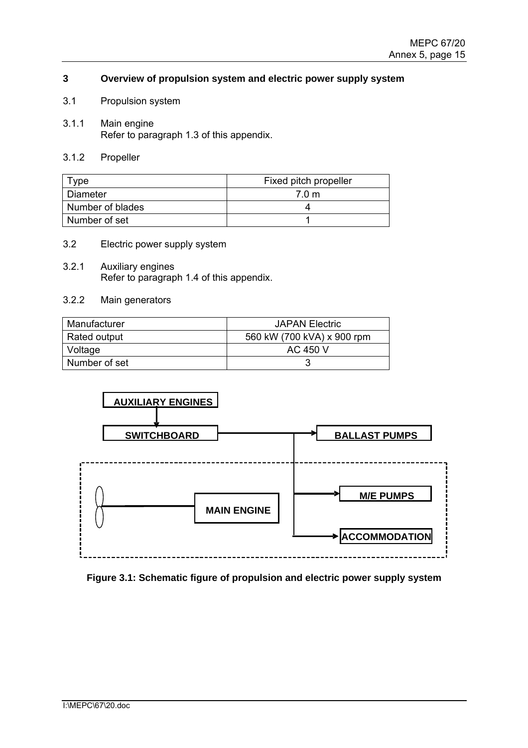### 3 Overview of propulsion system and electric power supply system

3.1 Propulsion system

3.1.1 Main engine
Refer to paragraph 1.3 of this appendix.

3.1.2 Propeller

| Type | Fixed pitch propeller |
|---|---|
| Diameter | 7.0 m |
| Number of blades | 4 |
| Number of set | 1 |

3.2 Electric power supply system

3.2.1 Auxiliary engines
Refer to paragraph 1.4 of this appendix.

3.2.2 Main generators

| Manufacturer | JAPAN Electric |
|---|---|
| Rated output | 560 kW (700 kVA) x 900 rpm |
| Voltage | AC 450 V |
| Number of set | 3 |

AUXILIARY ENGINES

SWITCHBOARD

BALLAST PUMPS

MAIN ENGINE

M/E PUMPS

ACCOMMODATION

**Figure 3.1: Schematic figure of propulsion and electric power supply system**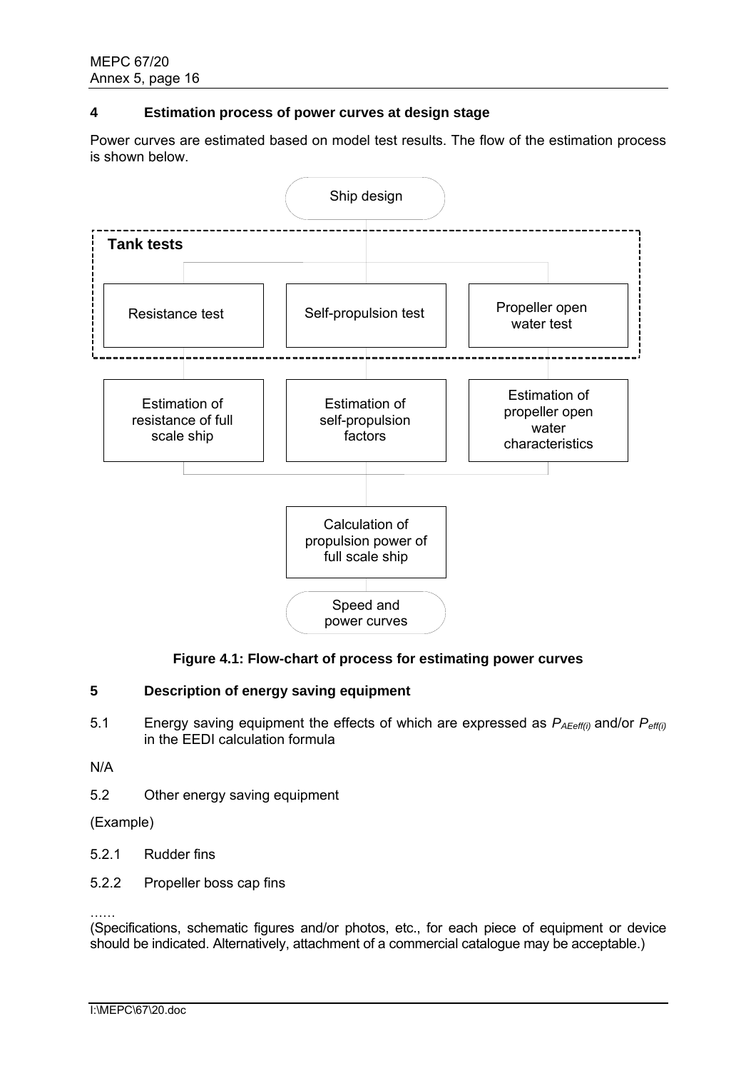## 4 Estimation process of power curves at design stage

Power curves are estimated based on model test results. The flow of the estimation process is shown below.

Ship design

**Tank tests**

Resistance test

Self-propulsion test

Propeller open water test

Estimation of resistance of full scale ship

Estimation of self-propulsion factors

Estimation of propeller open water characteristics

Calculation of propulsion power of full scale ship

Speed and power curves

**Figure 4.1: Flow-chart of process for estimating power curves**

## 5 Description of energy saving equipment

5.1 Energy saving equipment the effects of which are expressed as $P_{AEeff(i)}$ and/or $P_{eff(i)}$ in the EEDI calculation formula

N/A

5.2 Other energy saving equipment

(Example)

5.2.1 Rudder fins

5.2.2 Propeller boss cap fins

……

(Specifications, schematic figures and/or photos, etc., for each piece of equipment or device should be indicated. Alternatively, attachment of a commercial catalogue may be acceptable.)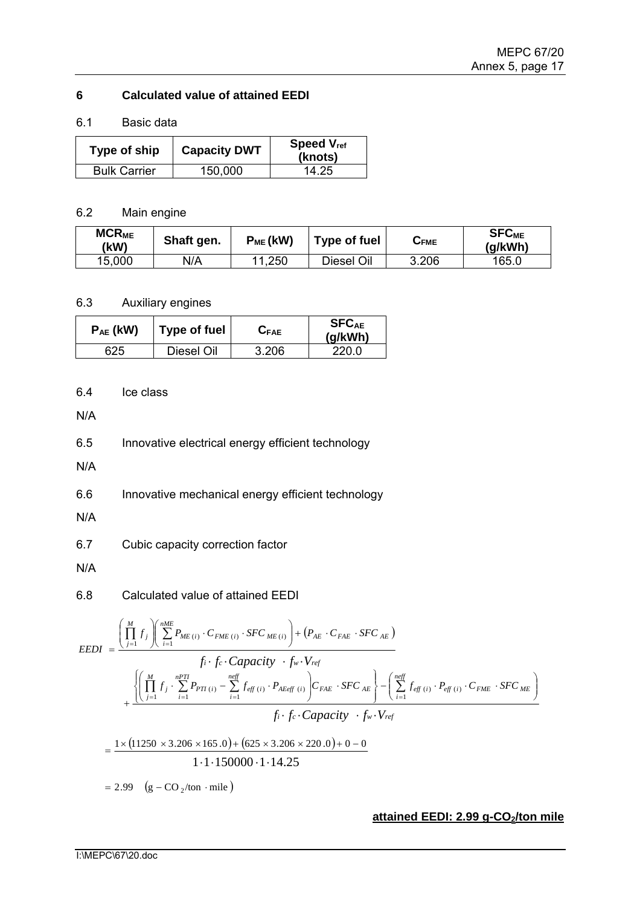## 6 Calculated value of attained EEDI

### 6.1 Basic data

| Type of ship | Capacity DWT | Speed $V_{ref}$ (knots) |
|---|---|---|
| Bulk Carrier | 150,000 | 14.25 |

### 6.2 Main engine

| $MCR_{ME}$ (kW) | Shaft gen. | $P_{ME}$ (kW) | Type of fuel | $C_{FME}$ | $SFC_{ME}$ (g/kWh) |
|---|---|---|---|---|---|
| 15,000 | N/A | 11,250 | Diesel Oil | 3.206 | 165.0 |

### 6.3 Auxiliary engines

| $P_{AE}$ (kW) | Type of fuel | $C_{FAE}$ | $SFC_{AE}$ (g/kWh) |
|---|---|---|---|
| 625 | Diesel Oil | 3.206 | 220.0 |

### 6.4 Ice class

N/A

### 6.5 Innovative electrical energy efficient technology

N/A

### 6.6 Innovative mechanical energy efficient technology

N/A

### 6.7 Cubic capacity correction factor

N/A

### 6.8 Calculated value of attained EEDI

$$EEDI = \frac{\left(\prod_{j=1}^{M} f_j\right)\left(\sum_{i=1}^{nME} P_{ME(i)} \cdot C_{FME(i)} \cdot SFC_{ME(i)}\right) + \left(P_{AE} \cdot C_{FAE} \cdot SFC_{AE}\right)}{f_i \cdot f_c \cdot Capacity \cdot f_w \cdot V_{ref}} + \frac{\left\{\left(\prod_{j=1}^{M} f_j \cdot \sum_{i=1}^{nPTI} P_{PTI(i)} - \sum_{i=1}^{neff} f_{eff(i)} \cdot P_{AEeff(i)}\right) C_{FAE} \cdot SFC_{AE}\right\} - \left(\sum_{i=1}^{neff} f_{eff(i)} \cdot P_{eff(i)} \cdot C_{FME} \cdot SFC_{ME}\right)}{f_i \cdot f_c \cdot Capacity \cdot f_w \cdot V_{ref}}$$

$$= \frac{1 \times (11250 \times 3.206 \times 165.0) + (625 \times 3.206 \times 220.0) + 0 - 0}{1 \cdot 1 \cdot 150000 \cdot 1 \cdot 14.25}$$

$$= 2.99 \quad (g - CO_2/\text{ton} \cdot \text{mile})$$

**attained EEDI: 2.99 g-$CO_2$/ton mile**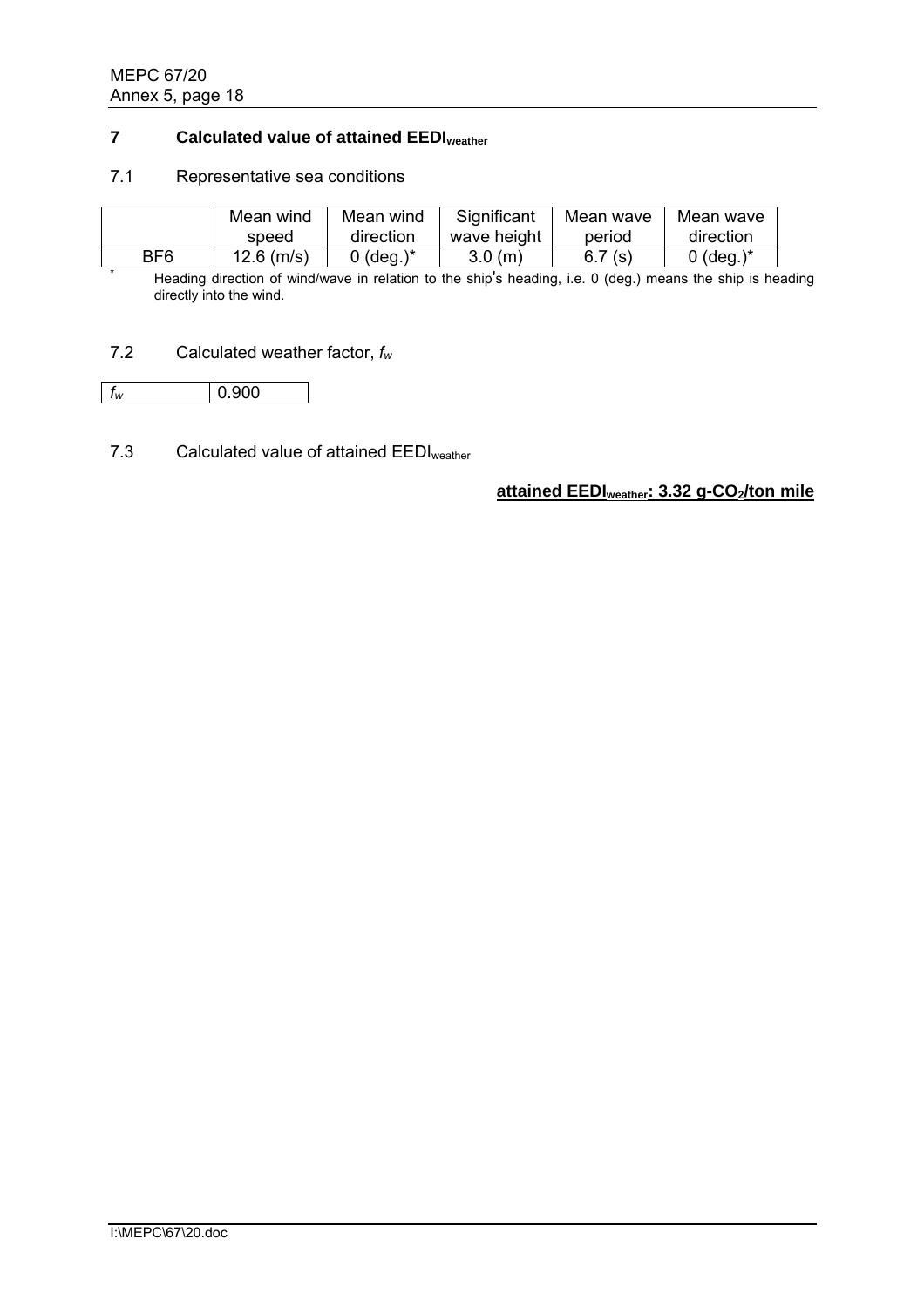## 7 Calculated value of attained $EEDI_{weather}$

### 7.1 Representative sea conditions

| | Mean wind speed | Mean wind direction | Significant wave height | Mean wave period | Mean wave direction |
|---|---|---|---|---|---|
| BF6 | 12.6 (m/s) | 0 (deg.)* | 3.0 (m) | 6.7 (s) | 0 (deg.)* |

\* Heading direction of wind/wave in relation to the ship's heading, i.e. 0 (deg.) means the ship is heading directly into the wind.

### 7.2 Calculated weather factor, $f_w$

| $f_w$ | 0.900 |
|---|---|

### 7.3 Calculated value of attained $EEDI_{weather}$

**attained $EEDI_{weather}$: 3.32 g-$CO_2$/ton mile**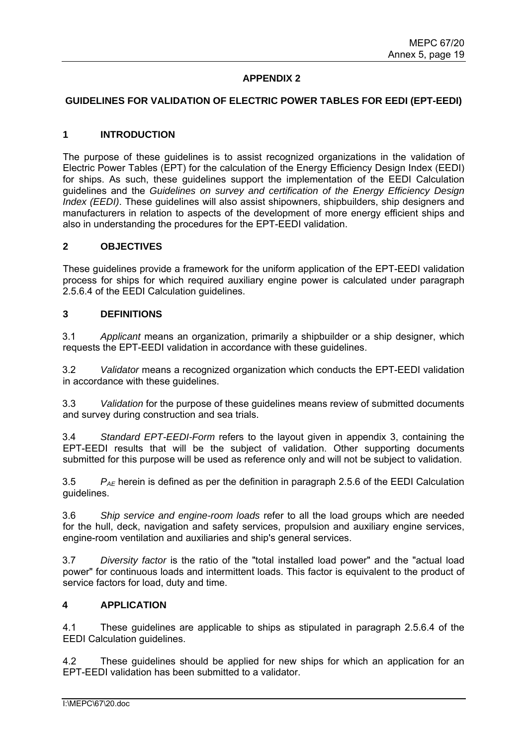## APPENDIX 2

## GUIDELINES FOR VALIDATION OF ELECTRIC POWER TABLES FOR EEDI (EPT-EEDI)

### 1 INTRODUCTION

The purpose of these guidelines is to assist recognized organizations in the validation of Electric Power Tables (EPT) for the calculation of the Energy Efficiency Design Index (EEDI) for ships. As such, these guidelines support the implementation of the EEDI Calculation guidelines and the *Guidelines on survey and certification of the Energy Efficiency Design Index (EEDI)*. These guidelines will also assist shipowners, shipbuilders, ship designers and manufacturers in relation to aspects of the development of more energy efficient ships and also in understanding the procedures for the EPT-EEDI validation.

### 2 OBJECTIVES

These guidelines provide a framework for the uniform application of the EPT-EEDI validation process for ships for which required auxiliary engine power is calculated under paragraph 2.5.6.4 of the EEDI Calculation guidelines.

### 3 DEFINITIONS

3.1 *Applicant* means an organization, primarily a shipbuilder or a ship designer, which requests the EPT-EEDI validation in accordance with these guidelines.

3.2 *Validator* means a recognized organization which conducts the EPT-EEDI validation in accordance with these guidelines.

3.3 *Validation* for the purpose of these guidelines means review of submitted documents and survey during construction and sea trials.

3.4 *Standard EPT-EEDI-Form* refers to the layout given in appendix 3, containing the EPT-EEDI results that will be the subject of validation. Other supporting documents submitted for this purpose will be used as reference only and will not be subject to validation.

3.5 $P_{AE}$ herein is defined as per the definition in paragraph 2.5.6 of the EEDI Calculation guidelines.

3.6 *Ship service and engine-room loads* refer to all the load groups which are needed for the hull, deck, navigation and safety services, propulsion and auxiliary engine services, engine-room ventilation and auxiliaries and ship's general services.

3.7 *Diversity factor* is the ratio of the "total installed load power" and the "actual load power" for continuous loads and intermittent loads. This factor is equivalent to the product of service factors for load, duty and time.

### 4 APPLICATION

4.1 These guidelines are applicable to ships as stipulated in paragraph 2.5.6.4 of the EEDI Calculation guidelines.

4.2 These guidelines should be applied for new ships for which an application for an EPT-EEDI validation has been submitted to a validator.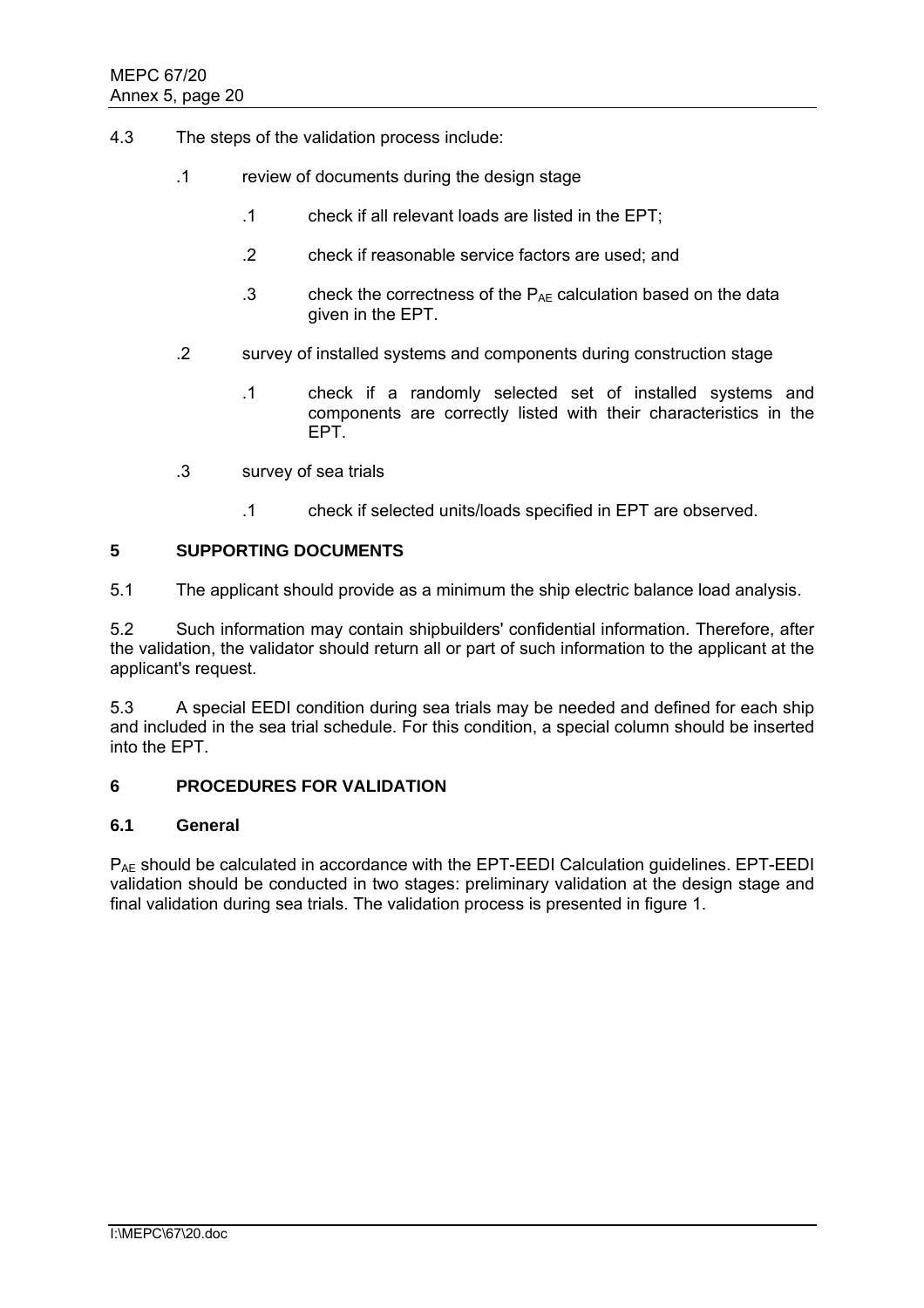4.3 The steps of the validation process include:

.1 review of documents during the design stage

  .1 check if all relevant loads are listed in the EPT;

  .2 check if reasonable service factors are used; and

  .3 check the correctness of the $P_{AE}$ calculation based on the data given in the EPT.

.2 survey of installed systems and components during construction stage

  .1 check if a randomly selected set of installed systems and components are correctly listed with their characteristics in the EPT.

.3 survey of sea trials

  .1 check if selected units/loads specified in EPT are observed.

## 5 SUPPORTING DOCUMENTS

5.1 The applicant should provide as a minimum the ship electric balance load analysis.

5.2 Such information may contain shipbuilders' confidential information. Therefore, after the validation, the validator should return all or part of such information to the applicant at the applicant's request.

5.3 A special EEDI condition during sea trials may be needed and defined for each ship and included in the sea trial schedule. For this condition, a special column should be inserted into the EPT.

## 6 PROCEDURES FOR VALIDATION

### 6.1 General

$P_{AE}$ should be calculated in accordance with the EPT-EEDI Calculation guidelines. EPT-EEDI validation should be conducted in two stages: preliminary validation at the design stage and final validation during sea trials. The validation process is presented in figure 1.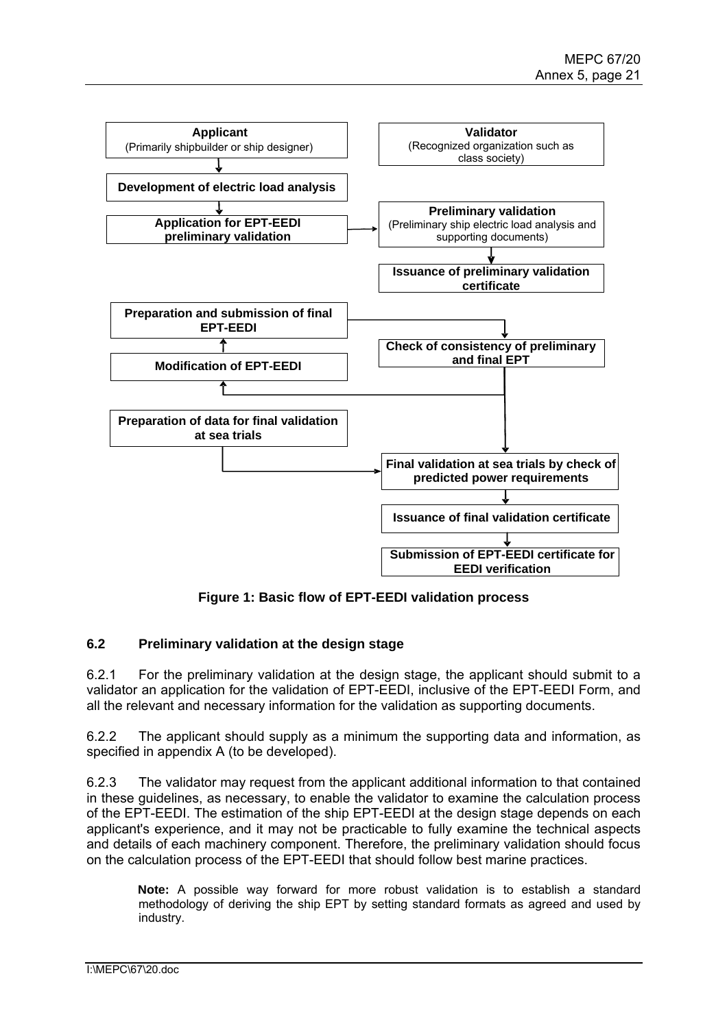**Applicant**
(Primarily shipbuilder or ship designer)

**Validator**
(Recognized organization such as class society)

**Development of electric load analysis**

**Application for EPT-EEDI preliminary validation**

**Preliminary validation**
(Preliminary ship electric load analysis and supporting documents)

**Issuance of preliminary validation certificate**

**Preparation and submission of final EPT-EEDI**

**Check of consistency of preliminary and final EPT**

**Modification of EPT-EEDI**

**Preparation of data for final validation at sea trials**

**Final validation at sea trials by check of predicted power requirements**

**Issuance of final validation certificate**

**Submission of EPT-EEDI certificate for EEDI verification**

**Figure 1: Basic flow of EPT-EEDI validation process**

## 6.2 Preliminary validation at the design stage

6.2.1 For the preliminary validation at the design stage, the applicant should submit to a validator an application for the validation of EPT-EEDI, inclusive of the EPT-EEDI Form, and all the relevant and necessary information for the validation as supporting documents.

6.2.2 The applicant should supply as a minimum the supporting data and information, as specified in appendix A (to be developed).

6.2.3 The validator may request from the applicant additional information to that contained in these guidelines, as necessary, to enable the validator to examine the calculation process of the EPT-EEDI. The estimation of the ship EPT-EEDI at the design stage depends on each applicant's experience, and it may not be practicable to fully examine the technical aspects and details of each machinery component. Therefore, the preliminary validation should focus on the calculation process of the EPT-EEDI that should follow best marine practices.

> **Note:** A possible way forward for more robust validation is to establish a standard methodology of deriving the ship EPT by setting standard formats as agreed and used by industry.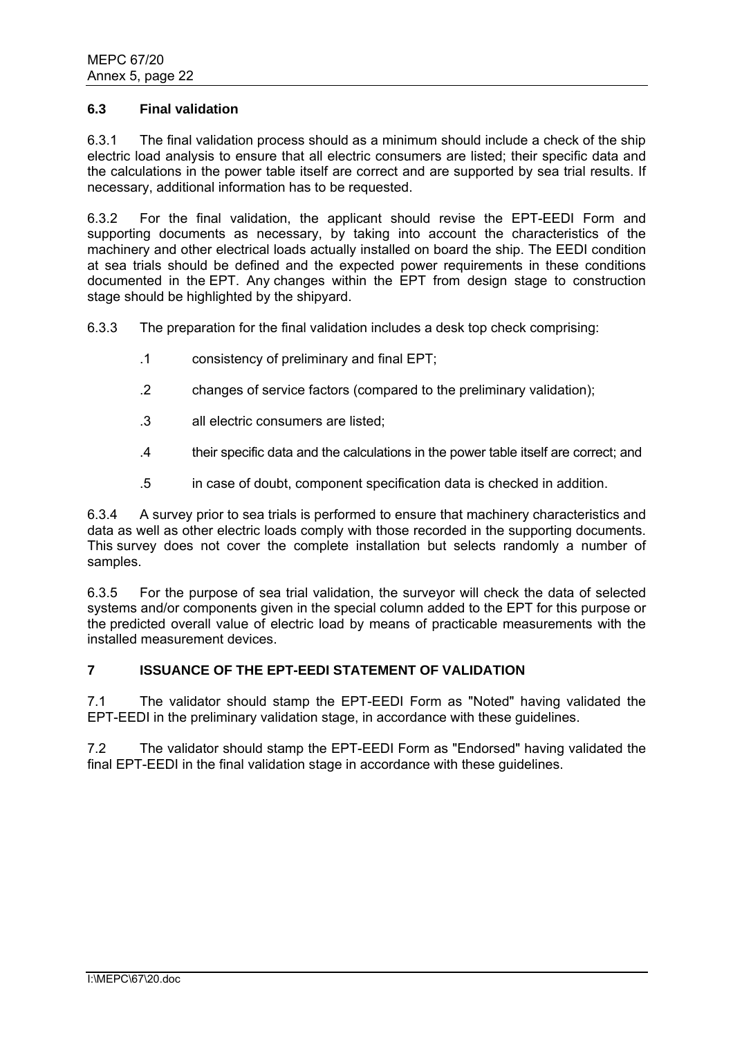### 6.3 Final validation

6.3.1 The final validation process should as a minimum should include a check of the ship electric load analysis to ensure that all electric consumers are listed; their specific data and the calculations in the power table itself are correct and are supported by sea trial results. If necessary, additional information has to be requested.

6.3.2 For the final validation, the applicant should revise the EPT-EEDI Form and supporting documents as necessary, by taking into account the characteristics of the machinery and other electrical loads actually installed on board the ship. The EEDI condition at sea trials should be defined and the expected power requirements in these conditions documented in the EPT. Any changes within the EPT from design stage to construction stage should be highlighted by the shipyard.

6.3.3 The preparation for the final validation includes a desk top check comprising:

.1 consistency of preliminary and final EPT;

.2 changes of service factors (compared to the preliminary validation);

.3 all electric consumers are listed;

.4 their specific data and the calculations in the power table itself are correct; and

.5 in case of doubt, component specification data is checked in addition.

6.3.4 A survey prior to sea trials is performed to ensure that machinery characteristics and data as well as other electric loads comply with those recorded in the supporting documents. This survey does not cover the complete installation but selects randomly a number of samples.

6.3.5 For the purpose of sea trial validation, the surveyor will check the data of selected systems and/or components given in the special column added to the EPT for this purpose or the predicted overall value of electric load by means of practicable measurements with the installed measurement devices.

## 7 ISSUANCE OF THE EPT-EEDI STATEMENT OF VALIDATION

7.1 The validator should stamp the EPT-EEDI Form as "Noted" having validated the EPT-EEDI in the preliminary validation stage, in accordance with these guidelines.

7.2 The validator should stamp the EPT-EEDI Form as "Endorsed" having validated the final EPT-EEDI in the final validation stage in accordance with these guidelines.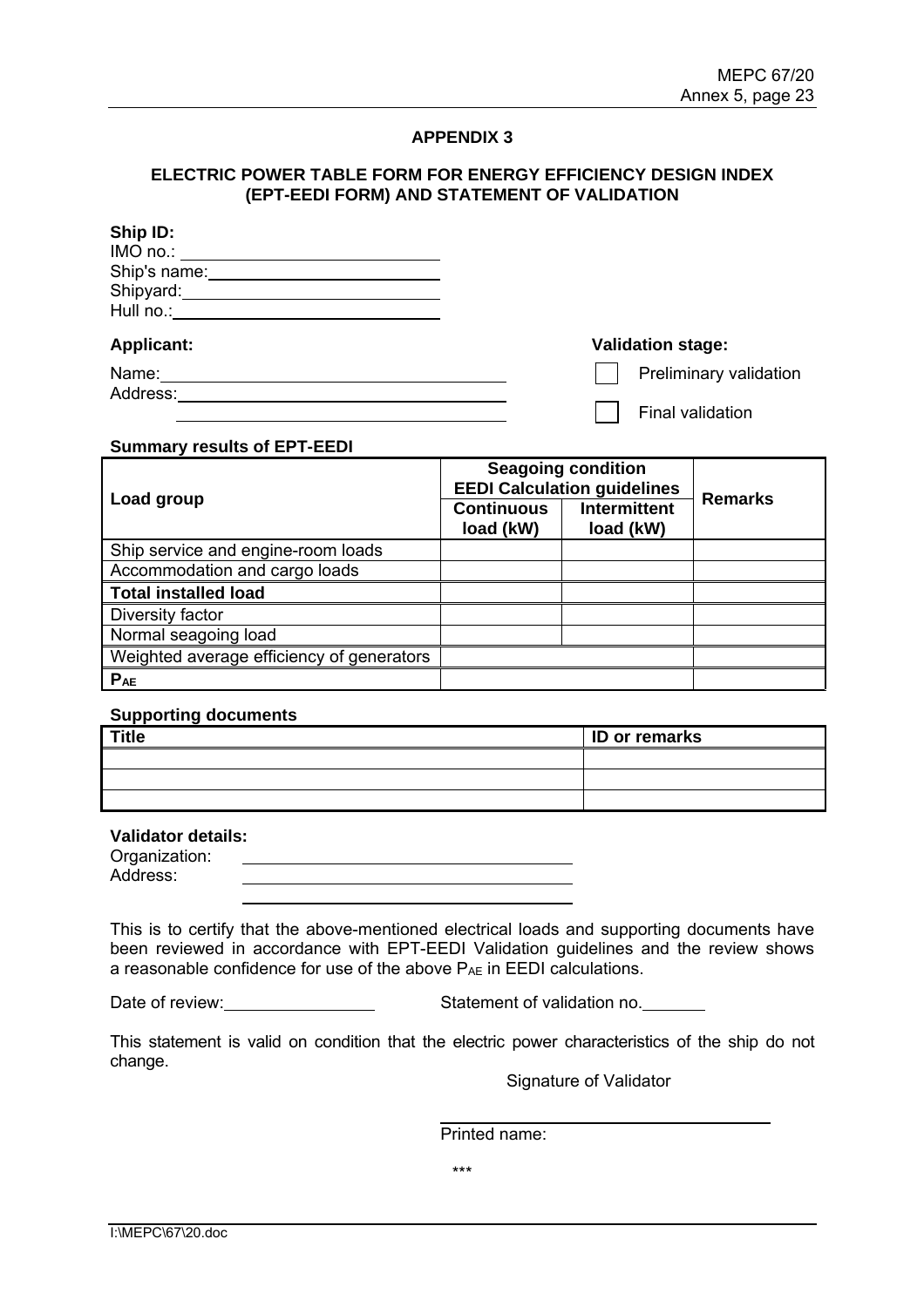## APPENDIX 3

### ELECTRIC POWER TABLE FORM FOR ENERGY EFFICIENCY DESIGN INDEX (EPT-EEDI FORM) AND STATEMENT OF VALIDATION

**Ship ID:**

IMO no.: \_\_\_\_\_\_\_\_\_\_\_\_\_\_\_\_\_\_\_\_

Ship's name: \_\_\_\_\_\_\_\_\_\_\_\_\_\_\_\_\_\_\_\_

Shipyard: \_\_\_\_\_\_\_\_\_\_\_\_\_\_\_\_\_\_\_\_

Hull no.: \_\_\_\_\_\_\_\_\_\_\_\_\_\_\_\_\_\_\_\_

**Applicant:**

Name: \_\_\_\_\_\_\_\_\_\_\_\_\_\_\_\_\_\_\_\_

Address: \_\_\_\_\_\_\_\_\_\_\_\_\_\_\_\_\_\_\_\_

**Validation stage:**

☐ Preliminary validation

☐ Final validation

**Summary results of EPT-EEDI**

| Load group | Seagoing condition EEDI Calculation guidelines | | Remarks |
|---|---|---|---|
| | **Continuous load (kW)** | **Intermittent load (kW)** | |
| Ship service and engine-room loads | | | |
| Accommodation and cargo loads | | | |
| **Total installed load** | | | |
| Diversity factor | | | |
| Normal seagoing load | | | |
| Weighted average efficiency of generators | | | |
| $P_{AE}$ | | | |

**Supporting documents**

| Title | ID or remarks |
|---|---|
| | |
| | |
| | |

**Validator details:**

Organization: \_\_\_\_\_\_\_\_\_\_\_\_\_\_\_\_\_\_\_\_

Address: \_\_\_\_\_\_\_\_\_\_\_\_\_\_\_\_\_\_\_\_

This is to certify that the above-mentioned electrical loads and supporting documents have been reviewed in accordance with EPT-EEDI Validation guidelines and the review shows a reasonable confidence for use of the above $P_{AE}$ in EEDI calculations.

Date of review: \_\_\_\_\_\_\_\_\_\_\_\_ Statement of validation no. \_\_\_\_\_\_

This statement is valid on condition that the electric power characteristics of the ship do not change.

Signature of Validator

\_\_\_\_\_\_\_\_\_\_\_\_\_\_\_\_\_\_\_\_

Printed name:

\*\*\*